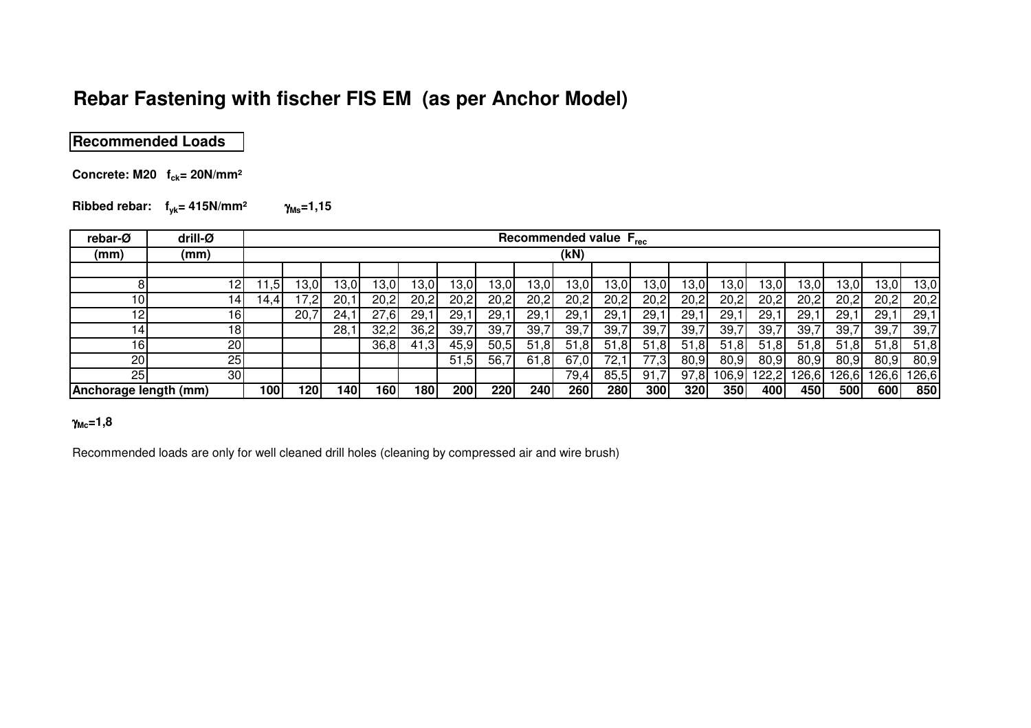# Rebar Fastening with fischer FIS EM (as per Anchor Model)

## Recommended Loads

**Concrete: M20 $f_{ck}$= 20N/mm²**

**Ribbed rebar: $f_{yk}$= 415N/mm² $\gamma_{Ms}$=1,15**

| rebar-Ø | drill-Ø | Recommended value $F_{rec}$ | | | | | | | | | | | | | | | | | |
|---|---|---|---|---|---|---|---|---|---|---|---|---|---|---|---|---|---|---|---|
| (mm) | (mm) | (kN) | | | | | | | | | | | | | | | | | |
| | | | | | | | | | | | | | | | | | | | |
| 8 | 12 | 11,5 | 13,0 | 13,0 | 13,0 | 13,0 | 13,0 | 13,0 | 13,0 | 13,0 | 13,0 | 13,0 | 13,0 | 13,0 | 13,0 | 13,0 | 13,0 | 13,0 | 13,0 |
| 10 | 14 | 14,4 | 17,2 | 20,1 | 20,2 | 20,2 | 20,2 | 20,2 | 20,2 | 20,2 | 20,2 | 20,2 | 20,2 | 20,2 | 20,2 | 20,2 | 20,2 | 20,2 | 20,2 |
| 12 | 16 | | 20,7 | 24,1 | 27,6 | 29,1 | 29,1 | 29,1 | 29,1 | 29,1 | 29,1 | 29,1 | 29,1 | 29,1 | 29,1 | 29,1 | 29,1 | 29,1 | 29,1 |
| 14 | 18 | | | 28,1 | 32,2 | 36,2 | 39,7 | 39,7 | 39,7 | 39,7 | 39,7 | 39,7 | 39,7 | 39,7 | 39,7 | 39,7 | 39,7 | 39,7 | 39,7 |
| 16 | 20 | | | | 36,8 | 41,3 | 45,9 | 50,5 | 51,8 | 51,8 | 51,8 | 51,8 | 51,8 | 51,8 | 51,8 | 51,8 | 51,8 | 51,8 | 51,8 |
| 20 | 25 | | | | | | 51,5 | 56,7 | 61,8 | 67,0 | 72,1 | 77,3 | 80,9 | 80,9 | 80,9 | 80,9 | 80,9 | 80,9 | 80,9 |
| 25 | 30 | | | | | | | | | 79,4 | 85,5 | 91,7 | 97,8 | 106,9 | 122,2 | 126,6 | 126,6 | 126,6 | 126,6 |
| **Anchorage length (mm)** | | **100** | **120** | **140** | **160** | **180** | **200** | **220** | **240** | **260** | **280** | **300** | **320** | **350** | **400** | **450** | **500** | **600** | **850** |

**$\gamma_{Mc}$=1,8**

Recommended loads are only for well cleaned drill holes (cleaning by compressed air and wire brush)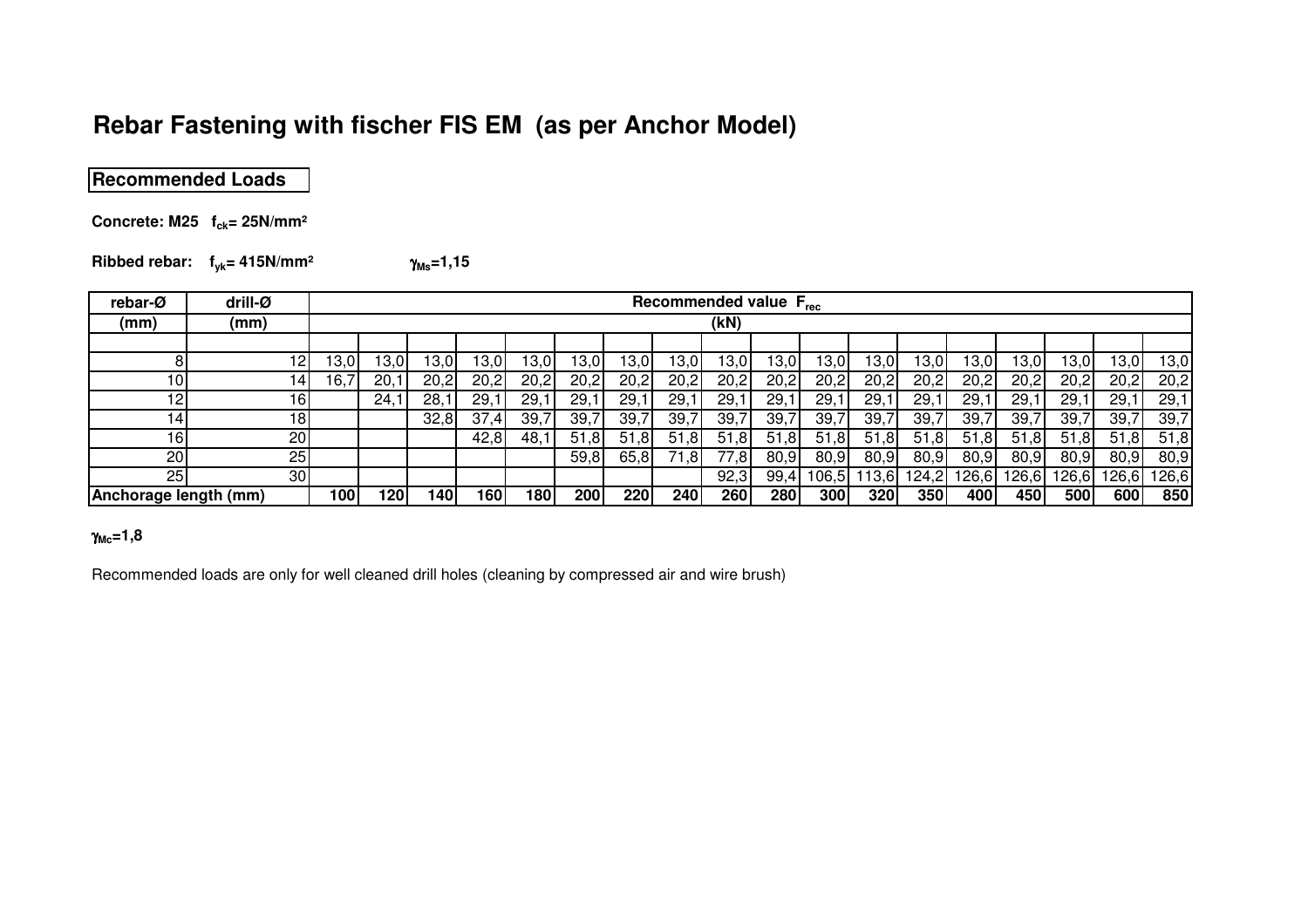# Rebar Fastening with fischer FIS EM (as per Anchor Model)

## Recommended Loads

**Concrete: M25 $f_{ck}$= 25N/mm²**

**Ribbed rebar: $f_{yk}$= 415N/mm²** **$\gamma_{Ms}$=1,15**

| rebar-Ø | drill-Ø | Recommended value $F_{rec}$ | | | | | | | | | | | | | | | | | |
|---|---|---|---|---|---|---|---|---|---|---|---|---|---|---|---|---|---|---|---|
| (mm) | (mm) | (kN) | | | | | | | | | | | | | | | | | |
| | | | | | | | | | | | | | | | | | | | |
| 8 | 12 | 13,0 | 13,0 | 13,0 | 13,0 | 13,0 | 13,0 | 13,0 | 13,0 | 13,0 | 13,0 | 13,0 | 13,0 | 13,0 | 13,0 | 13,0 | 13,0 | 13,0 | 13,0 |
| 10 | 14 | 16,7 | 20,1 | 20,2 | 20,2 | 20,2 | 20,2 | 20,2 | 20,2 | 20,2 | 20,2 | 20,2 | 20,2 | 20,2 | 20,2 | 20,2 | 20,2 | 20,2 | 20,2 |
| 12 | 16 | | 24,1 | 28,1 | 29,1 | 29,1 | 29,1 | 29,1 | 29,1 | 29,1 | 29,1 | 29,1 | 29,1 | 29,1 | 29,1 | 29,1 | 29,1 | 29,1 | 29,1 |
| 14 | 18 | | | 32,8 | 37,4 | 39,7 | 39,7 | 39,7 | 39,7 | 39,7 | 39,7 | 39,7 | 39,7 | 39,7 | 39,7 | 39,7 | 39,7 | 39,7 | 39,7 |
| 16 | 20 | | | | 42,8 | 48,1 | 51,8 | 51,8 | 51,8 | 51,8 | 51,8 | 51,8 | 51,8 | 51,8 | 51,8 | 51,8 | 51,8 | 51,8 | 51,8 |
| 20 | 25 | | | | | | 59,8 | 65,8 | 71,8 | 77,8 | 80,9 | 80,9 | 80,9 | 80,9 | 80,9 | 80,9 | 80,9 | 80,9 | 80,9 |
| 25 | 30 | | | | | | | | | 92,3 | 99,4 | 106,5 | 113,6 | 124,2 | 126,6 | 126,6 | 126,6 | 126,6 | 126,6 |
| **Anchorage length (mm)** | | **100** | **120** | **140** | **160** | **180** | **200** | **220** | **240** | **260** | **280** | **300** | **320** | **350** | **400** | **450** | **500** | **600** | **850** |

**$\gamma_{Mc}$=1,8**

Recommended loads are only for well cleaned drill holes (cleaning by compressed air and wire brush)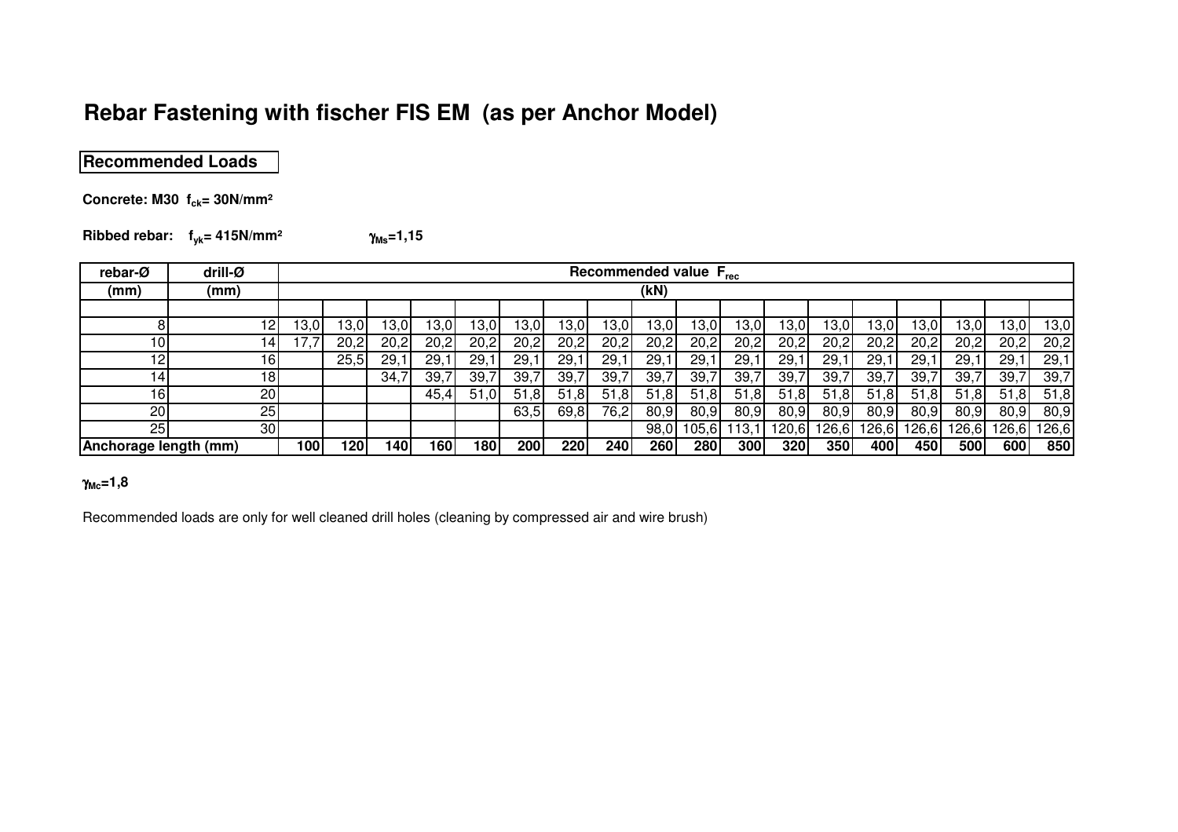# Rebar Fastening with fischer FIS EM (as per Anchor Model)

## Recommended Loads

**Concrete: M30 $f_{ck}$= 30N/mm²**

**Ribbed rebar: $f_{yk}$= 415N/mm²** **$\gamma_{Ms}$=1,15**

| rebar-Ø | drill-Ø | Recommended value $F_{rec}$ | | | | | | | | | | | | | | | | | |
|---|---|---|---|---|---|---|---|---|---|---|---|---|---|---|---|---|---|---|---|
| (mm) | (mm) | (kN) | | | | | | | | | | | | | | | | | |
| | | | | | | | | | | | | | | | | | | | |
| 8 | 12 | 13,0 | 13,0 | 13,0 | 13,0 | 13,0 | 13,0 | 13,0 | 13,0 | 13,0 | 13,0 | 13,0 | 13,0 | 13,0 | 13,0 | 13,0 | 13,0 | 13,0 | 13,0 |
| 10 | 14 | 17,7 | 20,2 | 20,2 | 20,2 | 20,2 | 20,2 | 20,2 | 20,2 | 20,2 | 20,2 | 20,2 | 20,2 | 20,2 | 20,2 | 20,2 | 20,2 | 20,2 | 20,2 |
| 12 | 16 | | 25,5 | 29,1 | 29,1 | 29,1 | 29,1 | 29,1 | 29,1 | 29,1 | 29,1 | 29,1 | 29,1 | 29,1 | 29,1 | 29,1 | 29,1 | 29,1 | 29,1 |
| 14 | 18 | | | 34,7 | 39,7 | 39,7 | 39,7 | 39,7 | 39,7 | 39,7 | 39,7 | 39,7 | 39,7 | 39,7 | 39,7 | 39,7 | 39,7 | 39,7 | 39,7 |
| 16 | 20 | | | | 45,4 | 51,0 | 51,8 | 51,8 | 51,8 | 51,8 | 51,8 | 51,8 | 51,8 | 51,8 | 51,8 | 51,8 | 51,8 | 51,8 | 51,8 |
| 20 | 25 | | | | | | 63,5 | 69,8 | 76,2 | 80,9 | 80,9 | 80,9 | 80,9 | 80,9 | 80,9 | 80,9 | 80,9 | 80,9 | 80,9 |
| 25 | 30 | | | | | | | | | 98,0 | 105,6 | 113,1 | 120,6 | 126,6 | 126,6 | 126,6 | 126,6 | 126,6 | 126,6 |
| **Anchorage length (mm)** | | **100** | **120** | **140** | **160** | **180** | **200** | **220** | **240** | **260** | **280** | **300** | **320** | **350** | **400** | **450** | **500** | **600** | **850** |

**$\gamma_{Mc}$=1,8**

Recommended loads are only for well cleaned drill holes (cleaning by compressed air and wire brush)